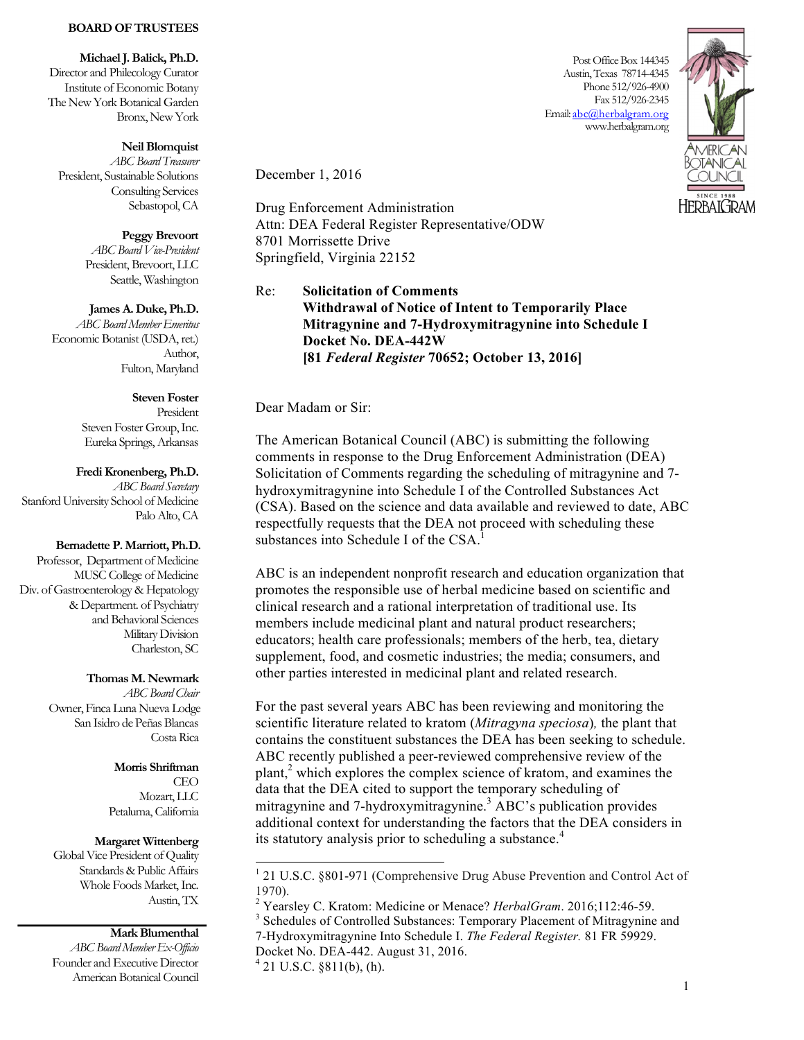**BOARD OF TRUSTEES**

**Michael J. Balick, Ph.D.**
Director and Philecology Curator
Institute of Economic Botany
The New York Botanical Garden
Bronx, New York

**Neil Blomquist**
*ABC Board Treasurer*
President, Sustainable Solutions
Consulting Services
Sebastopol, CA

**Peggy Brevoort**
*ABC Board Vice-President*
President, Brevoort, LLC
Seattle, Washington

**James A. Duke, Ph.D.**
*ABC Board Member Emeritus*
Economic Botanist (USDA, ret.)
Author,
Fulton, Maryland

**Steven Foster**
President
Steven Foster Group, Inc.
Eureka Springs, Arkansas

**Fredi Kronenberg, Ph.D.**
*ABC Board Secretary*
Stanford University School of Medicine
Palo Alto, CA

**Bernadette P. Marriott, Ph.D.**
Professor, Department of Medicine
MUSC College of Medicine
Div. of Gastroenterology & Hepatology
& Department. of Psychiatry
and Behavioral Sciences
Military Division
Charleston, SC

**Thomas M. Newmark**
*ABC Board Chair*
Owner, Finca Luna Nueva Lodge
San Isidro de Peñas Blancas
Costa Rica

**Morris Shriftman**
CEO
Mozart, LLC
Petaluma, California

**Margaret Wittenberg**
Global Vice President of Quality
Standards & Public Affairs
Whole Foods Market, Inc.
Austin, TX

**Mark Blumenthal**
*ABC Board Member Ex-Officio*
Founder and Executive Director
American Botanical Council

Post Office Box 144345
Austin, Texas 78714-4345
Phone 512/926-4900
Fax 512/926-2345
Email: abc@herbalgram.org
www.herbalgram.org

AMERICAN BOTANICAL COUNCIL
SINCE 1988
HERBALGRAM

December 1, 2016

Drug Enforcement Administration
Attn: DEA Federal Register Representative/ODW
8701 Morrissette Drive
Springfield, Virginia 22152

Re: **Solicitation of Comments**
**Withdrawal of Notice of Intent to Temporarily Place Mitragynine and 7-Hydroxymitragynine into Schedule I**
**Docket No. DEA-442W**
**[81 *Federal Register* 70652; October 13, 2016]**

Dear Madam or Sir:

The American Botanical Council (ABC) is submitting the following comments in response to the Drug Enforcement Administration (DEA) Solicitation of Comments regarding the scheduling of mitragynine and 7-hydroxymitragynine into Schedule I of the Controlled Substances Act (CSA). Based on the science and data available and reviewed to date, ABC respectfully requests that the DEA not proceed with scheduling these substances into Schedule I of the CSA.[1]

ABC is an independent nonprofit research and education organization that promotes the responsible use of herbal medicine based on scientific and clinical research and a rational interpretation of traditional use. Its members include medicinal plant and natural product researchers; educators; health care professionals; members of the herb, tea, dietary supplement, food, and cosmetic industries; the media; consumers, and other parties interested in medicinal plant and related research.

For the past several years ABC has been reviewing and monitoring the scientific literature related to kratom (*Mitragyna speciosa*), the plant that contains the constituent substances the DEA has been seeking to schedule. ABC recently published a peer-reviewed comprehensive review of the plant,[2] which explores the complex science of kratom, and examines the data that the DEA cited to support the temporary scheduling of mitragynine and 7-hydroxymitragynine.[3] ABC's publication provides additional context for understanding the factors that the DEA considers in its statutory analysis prior to scheduling a substance.[4]

---

[1] 21 U.S.C. §801-971 (Comprehensive Drug Abuse Prevention and Control Act of 1970).
[2] Yearsley C. Kratom: Medicine or Menace? *HerbalGram*. 2016;112:46-59.
[3] Schedules of Controlled Substances: Temporary Placement of Mitragynine and 7-Hydroxymitragynine Into Schedule I. *The Federal Register.* 81 FR 59929. Docket No. DEA-442. August 31, 2016.
[4] 21 U.S.C. §811(b), (h).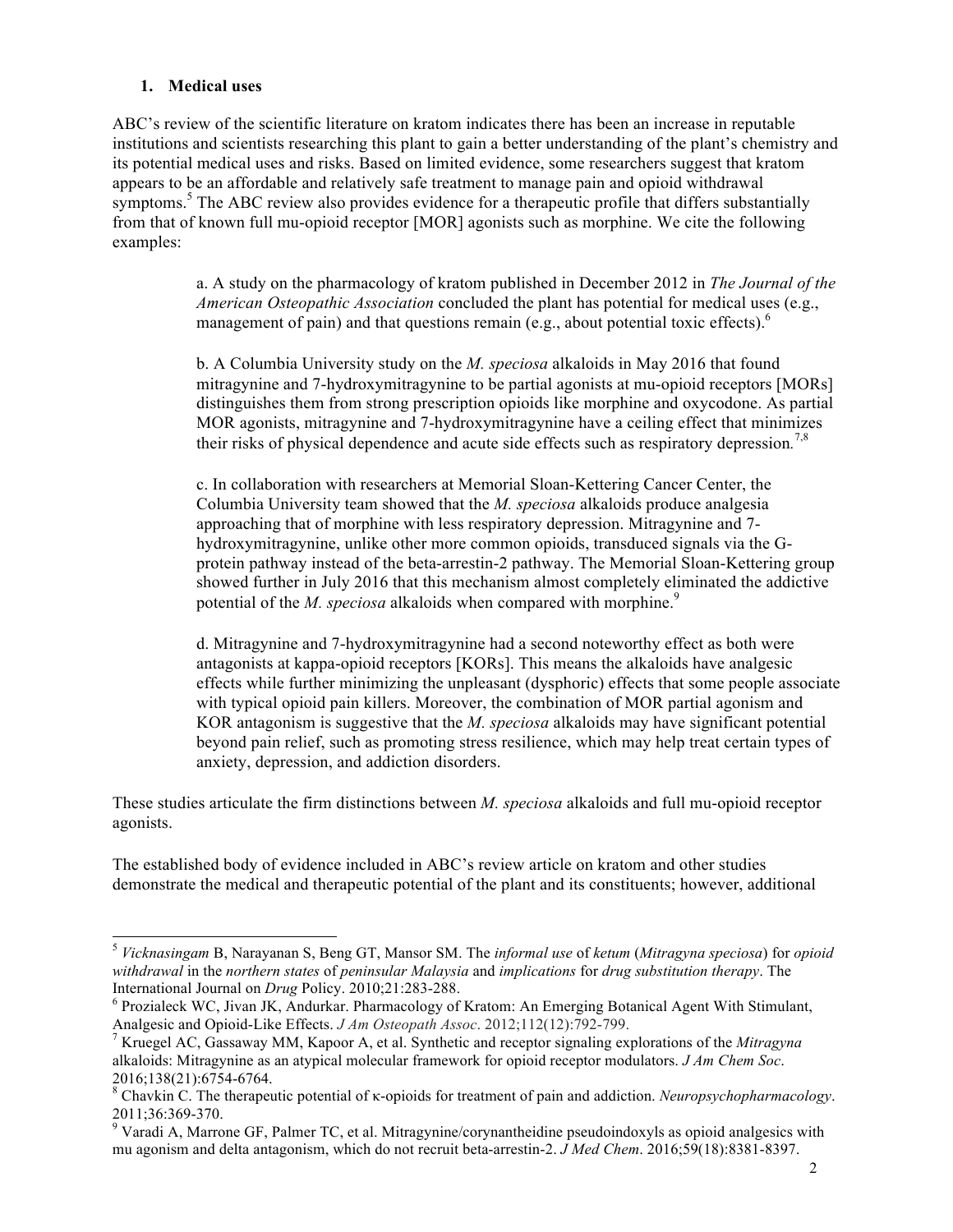### 1. Medical uses

ABC's review of the scientific literature on kratom indicates there has been an increase in reputable institutions and scientists researching this plant to gain a better understanding of the plant's chemistry and its potential medical uses and risks. Based on limited evidence, some researchers suggest that kratom appears to be an affordable and relatively safe treatment to manage pain and opioid withdrawal symptoms.[5] The ABC review also provides evidence for a therapeutic profile that differs substantially from that of known full mu-opioid receptor [MOR] agonists such as morphine. We cite the following examples:

> a. A study on the pharmacology of kratom published in December 2012 in *The Journal of the American Osteopathic Association* concluded the plant has potential for medical uses (e.g., management of pain) and that questions remain (e.g., about potential toxic effects).[6]
>
> b. A Columbia University study on the *M. speciosa* alkaloids in May 2016 that found mitragynine and 7-hydroxymitragynine to be partial agonists at mu-opioid receptors [MORs] distinguishes them from strong prescription opioids like morphine and oxycodone. As partial MOR agonists, mitragynine and 7-hydroxymitragynine have a ceiling effect that minimizes their risks of physical dependence and acute side effects such as respiratory depression.[7,8]
>
> c. In collaboration with researchers at Memorial Sloan-Kettering Cancer Center, the Columbia University team showed that the *M. speciosa* alkaloids produce analgesia approaching that of morphine with less respiratory depression. Mitragynine and 7-hydroxymitragynine, unlike other more common opioids, transduced signals via the G-protein pathway instead of the beta-arrestin-2 pathway. The Memorial Sloan-Kettering group showed further in July 2016 that this mechanism almost completely eliminated the addictive potential of the *M. speciosa* alkaloids when compared with morphine.[9]
>
> d. Mitragynine and 7-hydroxymitragynine had a second noteworthy effect as both were antagonists at kappa-opioid receptors [KORs]. This means the alkaloids have analgesic effects while further minimizing the unpleasant (dysphoric) effects that some people associate with typical opioid pain killers. Moreover, the combination of MOR partial agonism and KOR antagonism is suggestive that the *M. speciosa* alkaloids may have significant potential beyond pain relief, such as promoting stress resilience, which may help treat certain types of anxiety, depression, and addiction disorders.

These studies articulate the firm distinctions between *M. speciosa* alkaloids and full mu-opioid receptor agonists.

The established body of evidence included in ABC's review article on kratom and other studies demonstrate the medical and therapeutic potential of the plant and its constituents; however, additional

---

[5] *Vicknasingam* B, Narayanan S, Beng GT, Mansor SM. The *informal use* of *ketum* (*Mitragyna speciosa*) for *opioid withdrawal* in the *northern states* of *peninsular Malaysia* and *implications* for *drug substitution therapy*. The International Journal on *Drug* Policy. 2010;21:283-288.

[6] Prozialeck WC, Jivan JK, Andurkar. Pharmacology of Kratom: An Emerging Botanical Agent With Stimulant, Analgesic and Opioid-Like Effects. *J Am Osteopath Assoc*. 2012;112(12):792-799.

[7] Kruegel AC, Gassaway MM, Kapoor A, et al. Synthetic and receptor signaling explorations of the *Mitragyna* alkaloids: Mitragynine as an atypical molecular framework for opioid receptor modulators. *J Am Chem Soc*. 2016;138(21):6754-6764.

[8] Chavkin C. The therapeutic potential of κ-opioids for treatment of pain and addiction. *Neuropsychopharmacology*. 2011;36:369-370.

[9] Varadi A, Marrone GF, Palmer TC, et al. Mitragynine/corynantheidine pseudoindoxyls as opioid analgesics with mu agonism and delta antagonism, which do not recruit beta-arrestin-2. *J Med Chem*. 2016;59(18):8381-8397.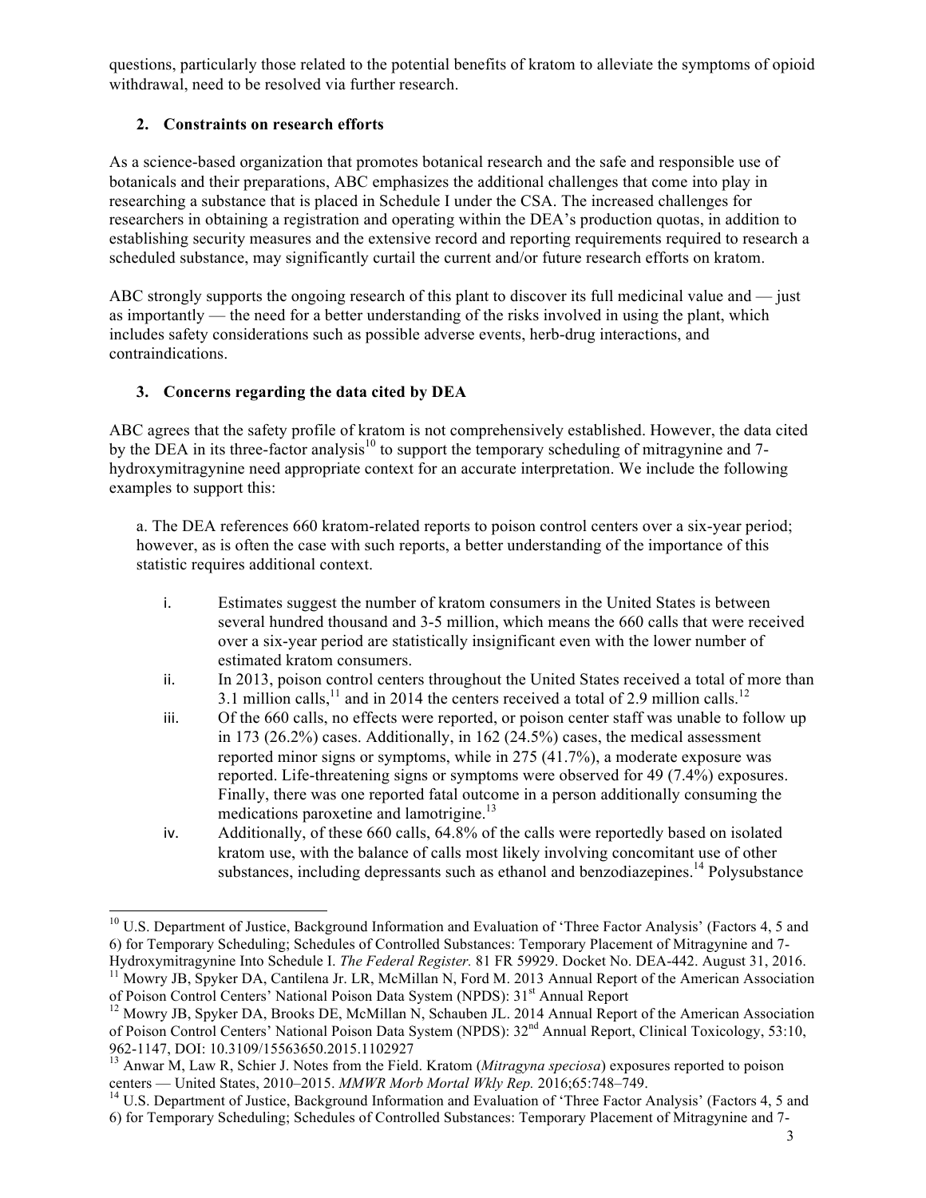questions, particularly those related to the potential benefits of kratom to alleviate the symptoms of opioid withdrawal, need to be resolved via further research.

## 2. Constraints on research efforts

As a science-based organization that promotes botanical research and the safe and responsible use of botanicals and their preparations, ABC emphasizes the additional challenges that come into play in researching a substance that is placed in Schedule I under the CSA. The increased challenges for researchers in obtaining a registration and operating within the DEA's production quotas, in addition to establishing security measures and the extensive record and reporting requirements required to research a scheduled substance, may significantly curtail the current and/or future research efforts on kratom.

ABC strongly supports the ongoing research of this plant to discover its full medicinal value and — just as importantly — the need for a better understanding of the risks involved in using the plant, which includes safety considerations such as possible adverse events, herb-drug interactions, and contraindications.

## 3. Concerns regarding the data cited by DEA

ABC agrees that the safety profile of kratom is not comprehensively established. However, the data cited by the DEA in its three-factor analysis[10] to support the temporary scheduling of mitragynine and 7-hydroxymitragynine need appropriate context for an accurate interpretation. We include the following examples to support this:

a. The DEA references 660 kratom-related reports to poison control centers over a six-year period; however, as is often the case with such reports, a better understanding of the importance of this statistic requires additional context.

i. Estimates suggest the number of kratom consumers in the United States is between several hundred thousand and 3-5 million, which means the 660 calls that were received over a six-year period are statistically insignificant even with the lower number of estimated kratom consumers.

ii. In 2013, poison control centers throughout the United States received a total of more than 3.1 million calls,[11] and in 2014 the centers received a total of 2.9 million calls.[12]

iii. Of the 660 calls, no effects were reported, or poison center staff was unable to follow up in 173 (26.2%) cases. Additionally, in 162 (24.5%) cases, the medical assessment reported minor signs or symptoms, while in 275 (41.7%), a moderate exposure was reported. Life-threatening signs or symptoms were observed for 49 (7.4%) exposures. Finally, there was one reported fatal outcome in a person additionally consuming the medications paroxetine and lamotrigine.[13]

iv. Additionally, of these 660 calls, 64.8% of the calls were reportedly based on isolated kratom use, with the balance of calls most likely involving concomitant use of other substances, including depressants such as ethanol and benzodiazepines.[14] Polysubstance

---

[10] U.S. Department of Justice, Background Information and Evaluation of 'Three Factor Analysis' (Factors 4, 5 and 6) for Temporary Scheduling; Schedules of Controlled Substances: Temporary Placement of Mitragynine and 7-Hydroxymitragynine Into Schedule I. *The Federal Register.* 81 FR 59929. Docket No. DEA-442. August 31, 2016.

[11] Mowry JB, Spyker DA, Cantilena Jr. LR, McMillan N, Ford M. 2013 Annual Report of the American Association of Poison Control Centers' National Poison Data System (NPDS): 31st Annual Report

[12] Mowry JB, Spyker DA, Brooks DE, McMillan N, Schauben JL. 2014 Annual Report of the American Association of Poison Control Centers' National Poison Data System (NPDS): 32nd Annual Report, Clinical Toxicology, 53:10, 962-1147, DOI: 10.3109/15563650.2015.1102927

[13] Anwar M, Law R, Schier J. Notes from the Field. Kratom (*Mitragyna speciosa*) exposures reported to poison centers — United States, 2010–2015. *MMWR Morb Mortal Wkly Rep.* 2016;65:748–749.

[14] U.S. Department of Justice, Background Information and Evaluation of 'Three Factor Analysis' (Factors 4, 5 and 6) for Temporary Scheduling; Schedules of Controlled Substances: Temporary Placement of Mitragynine and 7-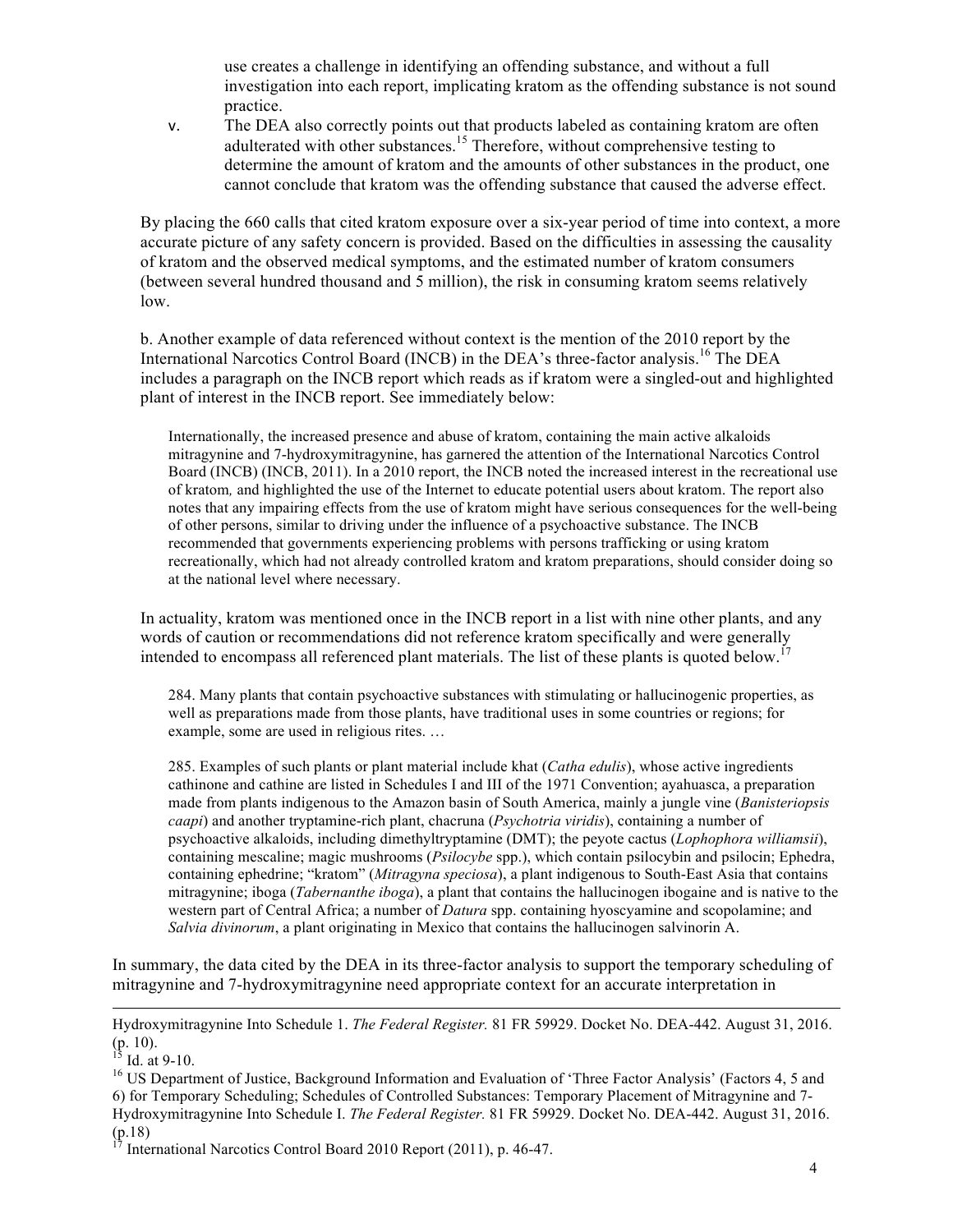use creates a challenge in identifying an offending substance, and without a full investigation into each report, implicating kratom as the offending substance is not sound practice.

v. The DEA also correctly points out that products labeled as containing kratom are often adulterated with other substances.[15] Therefore, without comprehensive testing to determine the amount of kratom and the amounts of other substances in the product, one cannot conclude that kratom was the offending substance that caused the adverse effect.

By placing the 660 calls that cited kratom exposure over a six-year period of time into context, a more accurate picture of any safety concern is provided. Based on the difficulties in assessing the causality of kratom and the observed medical symptoms, and the estimated number of kratom consumers (between several hundred thousand and 5 million), the risk in consuming kratom seems relatively low.

b. Another example of data referenced without context is the mention of the 2010 report by the International Narcotics Control Board (INCB) in the DEA's three-factor analysis.[16] The DEA includes a paragraph on the INCB report which reads as if kratom were a singled-out and highlighted plant of interest in the INCB report. See immediately below:

> Internationally, the increased presence and abuse of kratom, containing the main active alkaloids mitragynine and 7-hydroxymitragynine, has garnered the attention of the International Narcotics Control Board (INCB) (INCB, 2011). In a 2010 report, the INCB noted the increased interest in the recreational use of kratom*,* and highlighted the use of the Internet to educate potential users about kratom. The report also notes that any impairing effects from the use of kratom might have serious consequences for the well-being of other persons, similar to driving under the influence of a psychoactive substance. The INCB recommended that governments experiencing problems with persons trafficking or using kratom recreationally, which had not already controlled kratom and kratom preparations, should consider doing so at the national level where necessary.

In actuality, kratom was mentioned once in the INCB report in a list with nine other plants, and any words of caution or recommendations did not reference kratom specifically and were generally intended to encompass all referenced plant materials. The list of these plants is quoted below.[17]

> 284. Many plants that contain psychoactive substances with stimulating or hallucinogenic properties, as well as preparations made from those plants, have traditional uses in some countries or regions; for example, some are used in religious rites. …
>
> 285. Examples of such plants or plant material include khat (*Catha edulis*), whose active ingredients cathinone and cathine are listed in Schedules I and III of the 1971 Convention; ayahuasca, a preparation made from plants indigenous to the Amazon basin of South America, mainly a jungle vine (*Banisteriopsis caapi*) and another tryptamine-rich plant, chacruna (*Psychotria viridis*), containing a number of psychoactive alkaloids, including dimethyltryptamine (DMT); the peyote cactus (*Lophophora williamsii*), containing mescaline; magic mushrooms (*Psilocybe* spp.), which contain psilocybin and psilocin; Ephedra, containing ephedrine; "kratom" (*Mitragyna speciosa*), a plant indigenous to South-East Asia that contains mitragynine; iboga (*Tabernanthe iboga*), a plant that contains the hallucinogen ibogaine and is native to the western part of Central Africa; a number of *Datura* spp. containing hyoscyamine and scopolamine; and *Salvia divinorum*, a plant originating in Mexico that contains the hallucinogen salvinorin A.

In summary, the data cited by the DEA in its three-factor analysis to support the temporary scheduling of mitragynine and 7-hydroxymitragynine need appropriate context for an accurate interpretation in

---

Hydroxymitragynine Into Schedule 1. *The Federal Register.* 81 FR 59929. Docket No. DEA-442. August 31, 2016. (p. 10).

[15] Id. at 9-10.

[16] US Department of Justice, Background Information and Evaluation of 'Three Factor Analysis' (Factors 4, 5 and 6) for Temporary Scheduling; Schedules of Controlled Substances: Temporary Placement of Mitragynine and 7-Hydroxymitragynine Into Schedule I. *The Federal Register.* 81 FR 59929. Docket No. DEA-442. August 31, 2016. (p.18)

[17] International Narcotics Control Board 2010 Report (2011), p. 46-47.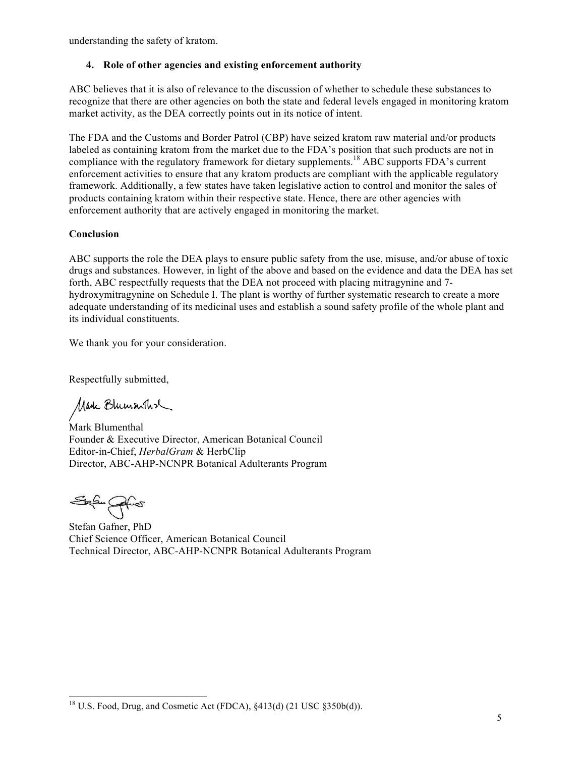understanding the safety of kratom.

### 4. Role of other agencies and existing enforcement authority

ABC believes that it is also of relevance to the discussion of whether to schedule these substances to recognize that there are other agencies on both the state and federal levels engaged in monitoring kratom market activity, as the DEA correctly points out in its notice of intent.

The FDA and the Customs and Border Patrol (CBP) have seized kratom raw material and/or products labeled as containing kratom from the market due to the FDA's position that such products are not in compliance with the regulatory framework for dietary supplements.[18] ABC supports FDA's current enforcement activities to ensure that any kratom products are compliant with the applicable regulatory framework. Additionally, a few states have taken legislative action to control and monitor the sales of products containing kratom within their respective state. Hence, there are other agencies with enforcement authority that are actively engaged in monitoring the market.

### Conclusion

ABC supports the role the DEA plays to ensure public safety from the use, misuse, and/or abuse of toxic drugs and substances. However, in light of the above and based on the evidence and data the DEA has set forth, ABC respectfully requests that the DEA not proceed with placing mitragynine and 7-hydroxymitragynine on Schedule I. The plant is worthy of further systematic research to create a more adequate understanding of its medicinal uses and establish a sound safety profile of the whole plant and its individual constituents.

We thank you for your consideration.

Respectfully submitted,

Mark Blumenthal
Founder & Executive Director, American Botanical Council
Editor-in-Chief, *HerbalGram* & HerbClip
Director, ABC-AHP-NCNPR Botanical Adulterants Program

Stefan Gafner, PhD
Chief Science Officer, American Botanical Council
Technical Director, ABC-AHP-NCNPR Botanical Adulterants Program

---

[18] U.S. Food, Drug, and Cosmetic Act (FDCA), §413(d) (21 USC §350b(d)).